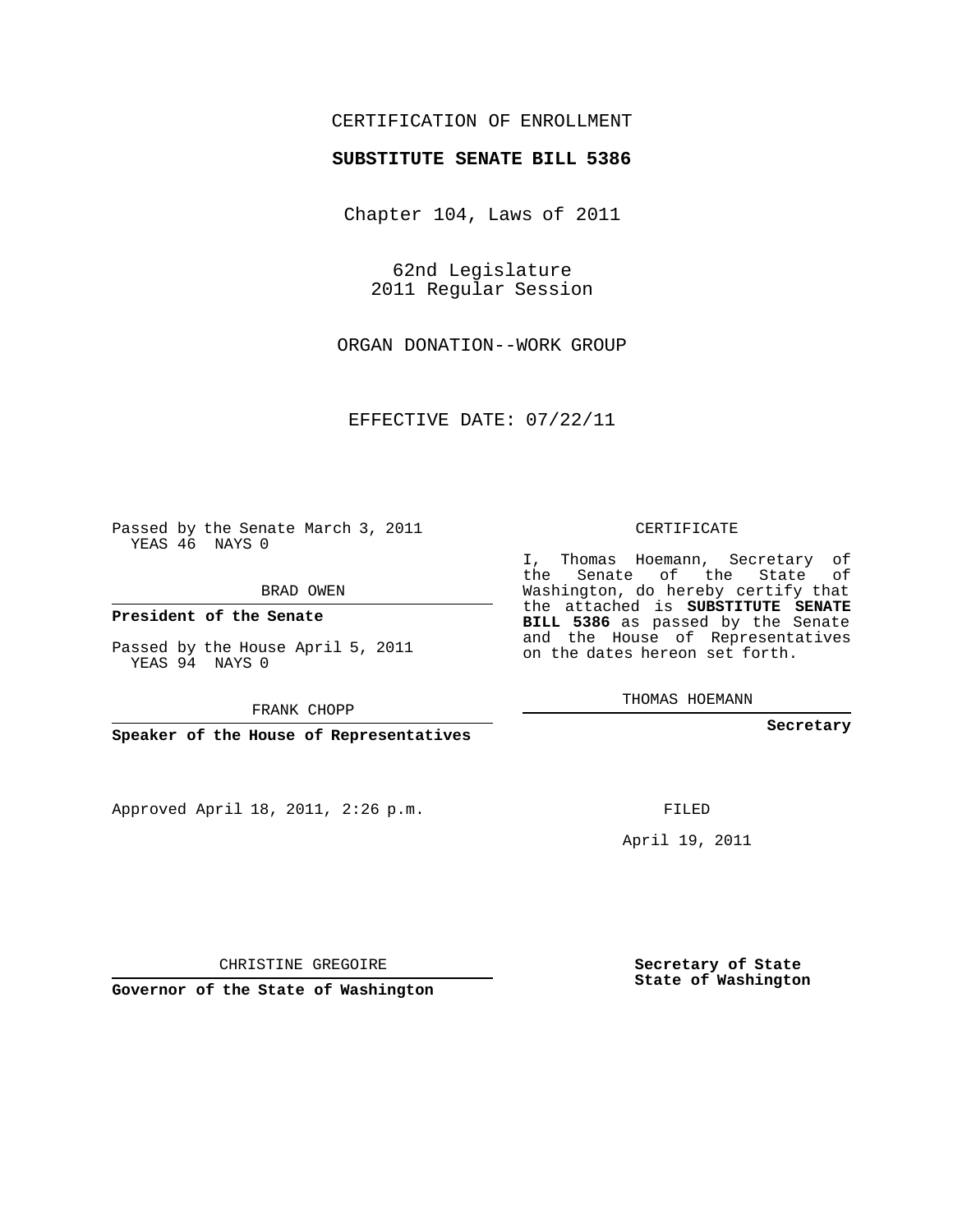CERTIFICATION OF ENROLLMENT

**SUBSTITUTE SENATE BILL 5386**

Chapter 104, Laws of 2011

62nd Legislature
2011 Regular Session

ORGAN DONATION--WORK GROUP

EFFECTIVE DATE: 07/22/11

Passed by the Senate March 3, 2011
YEAS 46 NAYS 0

BRAD OWEN

**President of the Senate**

Passed by the House April 5, 2011
YEAS 94 NAYS 0

FRANK CHOPP

**Speaker of the House of Representatives**

Approved April 18, 2011, 2:26 p.m.

CHRISTINE GREGOIRE

**Governor of the State of Washington**

CERTIFICATE

I, Thomas Hoemann, Secretary of the Senate of the State of Washington, do hereby certify that the attached is **SUBSTITUTE SENATE BILL 5386** as passed by the Senate and the House of Representatives on the dates hereon set forth.

THOMAS HOEMANN

**Secretary**

FILED

April 19, 2011

**Secretary of State**
**State of Washington**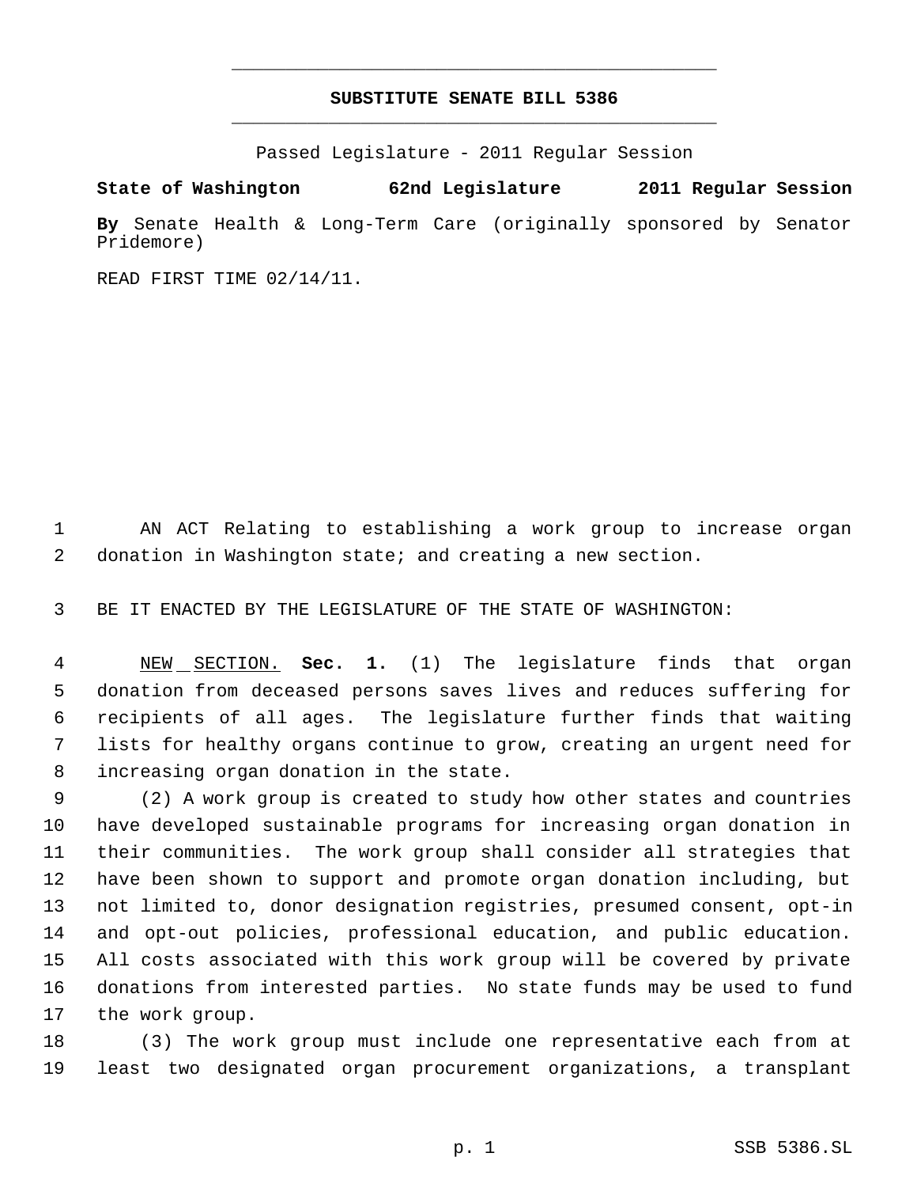# SUBSTITUTE SENATE BILL 5386

Passed Legislature - 2011 Regular Session

**State of Washington 62nd Legislature 2011 Regular Session**

**By** Senate Health & Long-Term Care (originally sponsored by Senator Pridemore)

READ FIRST TIME 02/14/11.

AN ACT Relating to establishing a work group to increase organ donation in Washington state; and creating a new section.

BE IT ENACTED BY THE LEGISLATURE OF THE STATE OF WASHINGTON:

NEW SECTION. **Sec. 1.** (1) The legislature finds that organ donation from deceased persons saves lives and reduces suffering for recipients of all ages. The legislature further finds that waiting lists for healthy organs continue to grow, creating an urgent need for increasing organ donation in the state.

(2) A work group is created to study how other states and countries have developed sustainable programs for increasing organ donation in their communities. The work group shall consider all strategies that have been shown to support and promote organ donation including, but not limited to, donor designation registries, presumed consent, opt-in and opt-out policies, professional education, and public education. All costs associated with this work group will be covered by private donations from interested parties. No state funds may be used to fund the work group.

(3) The work group must include one representative each from at least two designated organ procurement organizations, a transplant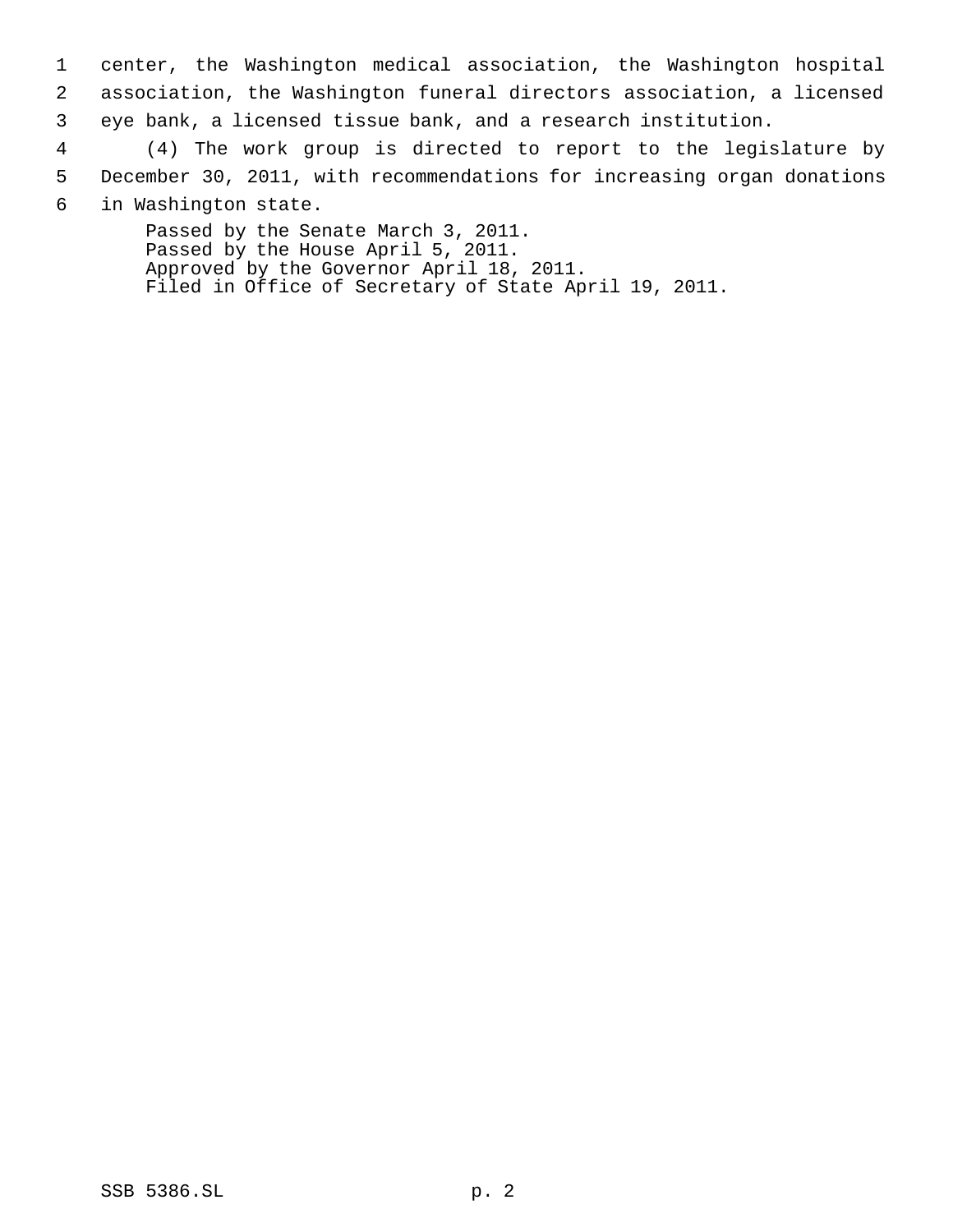center, the Washington medical association, the Washington hospital association, the Washington funeral directors association, a licensed eye bank, a licensed tissue bank, and a research institution.

(4) The work group is directed to report to the legislature by December 30, 2011, with recommendations for increasing organ donations in Washington state.

Passed by the Senate March 3, 2011.
Passed by the House April 5, 2011.
Approved by the Governor April 18, 2011.
Filed in Office of Secretary of State April 19, 2011.